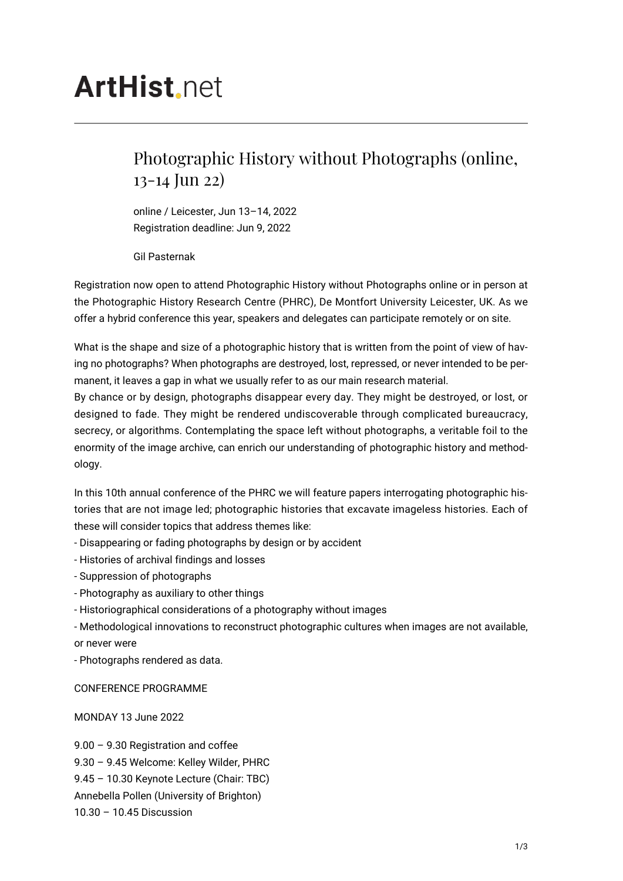# ArtHist.net

## Photographic History without Photographs (online, 13-14 Jun 22)

online / Leicester, Jun 13–14, 2022
Registration deadline: Jun 9, 2022

Gil Pasternak

Registration now open to attend Photographic History without Photographs online or in person at the Photographic History Research Centre (PHRC), De Montfort University Leicester, UK. As we offer a hybrid conference this year, speakers and delegates can participate remotely or on site.

What is the shape and size of a photographic history that is written from the point of view of having no photographs? When photographs are destroyed, lost, repressed, or never intended to be permanent, it leaves a gap in what we usually refer to as our main research material.
By chance or by design, photographs disappear every day. They might be destroyed, or lost, or designed to fade. They might be rendered undiscoverable through complicated bureaucracy, secrecy, or algorithms. Contemplating the space left without photographs, a veritable foil to the enormity of the image archive, can enrich our understanding of photographic history and methodology.

In this 10th annual conference of the PHRC we will feature papers interrogating photographic histories that are not image led; photographic histories that excavate imageless histories. Each of these will consider topics that address themes like:
- Disappearing or fading photographs by design or by accident
- Histories of archival findings and losses
- Suppression of photographs
- Photography as auxiliary to other things
- Historiographical considerations of a photography without images
- Methodological innovations to reconstruct photographic cultures when images are not available, or never were
- Photographs rendered as data.

CONFERENCE PROGRAMME

MONDAY 13 June 2022

9.00 – 9.30 Registration and coffee
9.30 – 9.45 Welcome: Kelley Wilder, PHRC
9.45 – 10.30 Keynote Lecture (Chair: TBC)
Annebella Pollen (University of Brighton)
10.30 – 10.45 Discussion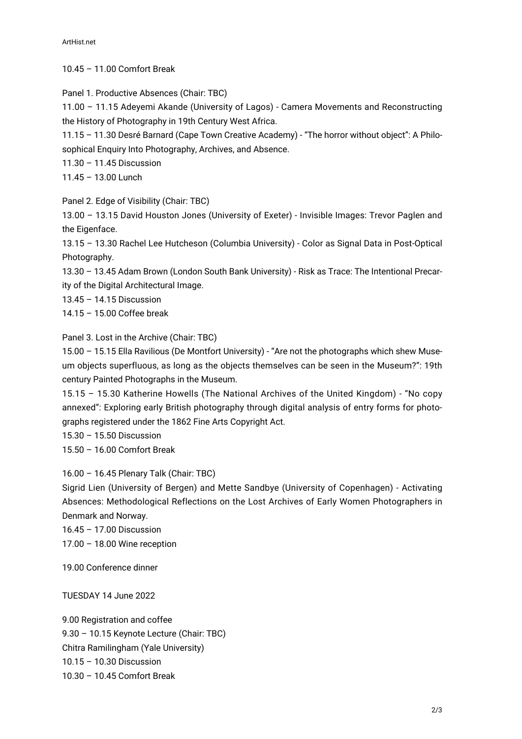10.45 – 11.00 Comfort Break

Panel 1. Productive Absences (Chair: TBC)
11.00 – 11.15 Adeyemi Akande (University of Lagos) - Camera Movements and Reconstructing the History of Photography in 19th Century West Africa.
11.15 – 11.30 Desré Barnard (Cape Town Creative Academy) - "The horror without object": A Philosophical Enquiry Into Photography, Archives, and Absence.
11.30 – 11.45 Discussion
11.45 – 13.00 Lunch

Panel 2. Edge of Visibility (Chair: TBC)
13.00 – 13.15 David Houston Jones (University of Exeter) - Invisible Images: Trevor Paglen and the Eigenface.
13.15 – 13.30 Rachel Lee Hutcheson (Columbia University) - Color as Signal Data in Post-Optical Photography.
13.30 – 13.45 Adam Brown (London South Bank University) - Risk as Trace: The Intentional Precarity of the Digital Architectural Image.
13.45 – 14.15 Discussion
14.15 – 15.00 Coffee break

Panel 3. Lost in the Archive (Chair: TBC)
15.00 – 15.15 Ella Ravilious (De Montfort University) - "Are not the photographs which shew Museum objects superfluous, as long as the objects themselves can be seen in the Museum?": 19th century Painted Photographs in the Museum.
15.15 – 15.30 Katherine Howells (The National Archives of the United Kingdom) - "No copy annexed": Exploring early British photography through digital analysis of entry forms for photographs registered under the 1862 Fine Arts Copyright Act.
15.30 – 15.50 Discussion
15.50 – 16.00 Comfort Break

16.00 – 16.45 Plenary Talk (Chair: TBC)
Sigrid Lien (University of Bergen) and Mette Sandbye (University of Copenhagen) - Activating Absences: Methodological Reflections on the Lost Archives of Early Women Photographers in Denmark and Norway.
16.45 – 17.00 Discussion
17.00 – 18.00 Wine reception

19.00 Conference dinner

TUESDAY 14 June 2022

9.00 Registration and coffee
9.30 – 10.15 Keynote Lecture (Chair: TBC)
Chitra Ramilingham (Yale University)
10.15 – 10.30 Discussion
10.30 – 10.45 Comfort Break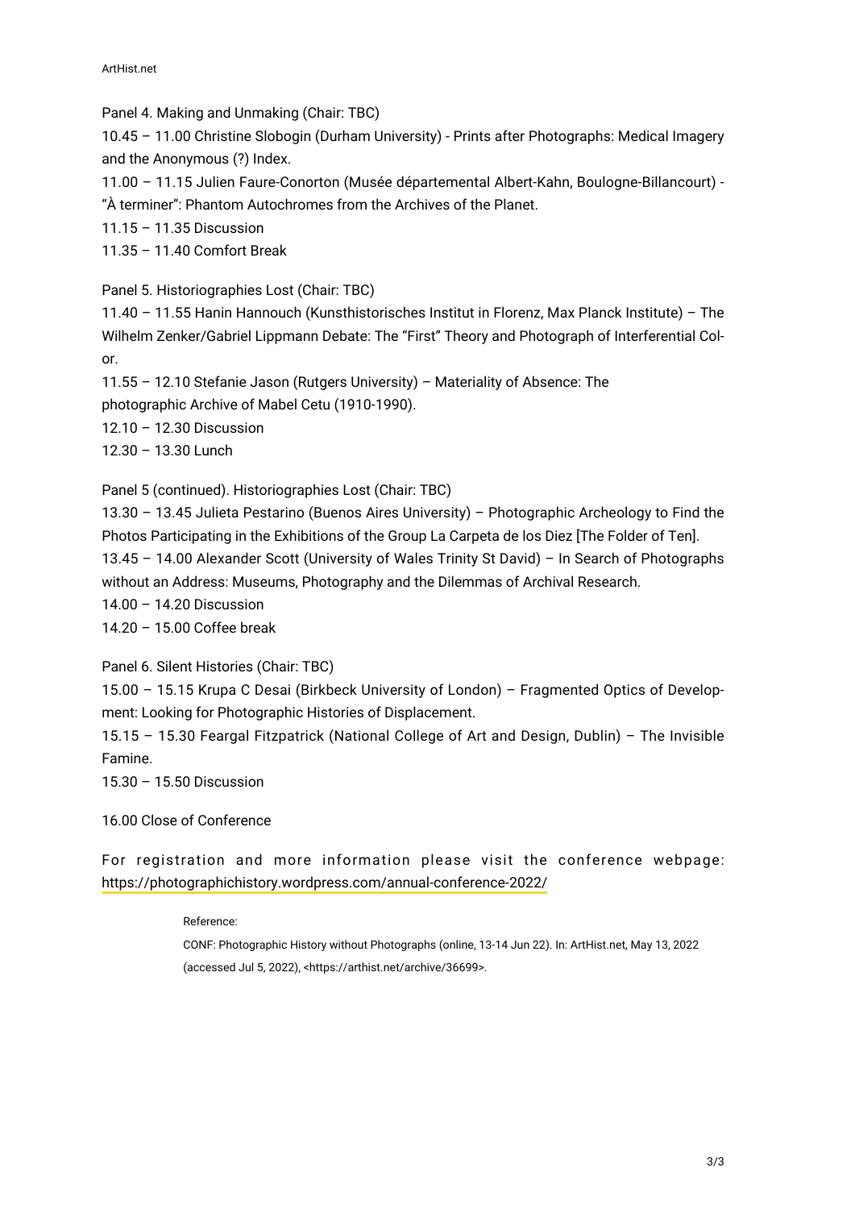Panel 4. Making and Unmaking (Chair: TBC)

10.45 – 11.00 Christine Slobogin (Durham University) - Prints after Photographs: Medical Imagery and the Anonymous (?) Index.

11.00 – 11.15 Julien Faure-Conorton (Musée départemental Albert-Kahn, Boulogne-Billancourt) - "À terminer": Phantom Autochromes from the Archives of the Planet.

11.15 – 11.35 Discussion

11.35 – 11.40 Comfort Break

Panel 5. Historiographies Lost (Chair: TBC)

11.40 – 11.55 Hanin Hannouch (Kunsthistorisches Institut in Florenz, Max Planck Institute) – The Wilhelm Zenker/Gabriel Lippmann Debate: The "First" Theory and Photograph of Interferential Color.

11.55 – 12.10 Stefanie Jason (Rutgers University) – Materiality of Absence: The photographic Archive of Mabel Cetu (1910-1990).

12.10 – 12.30 Discussion

12.30 – 13.30 Lunch

Panel 5 (continued). Historiographies Lost (Chair: TBC)

13.30 – 13.45 Julieta Pestarino (Buenos Aires University) – Photographic Archeology to Find the Photos Participating in the Exhibitions of the Group La Carpeta de los Diez [The Folder of Ten].

13.45 – 14.00 Alexander Scott (University of Wales Trinity St David) – In Search of Photographs without an Address: Museums, Photography and the Dilemmas of Archival Research.

14.00 – 14.20 Discussion

14.20 – 15.00 Coffee break

Panel 6. Silent Histories (Chair: TBC)

15.00 – 15.15 Krupa C Desai (Birkbeck University of London) – Fragmented Optics of Development: Looking for Photographic Histories of Displacement.

15.15 – 15.30 Feargal Fitzpatrick (National College of Art and Design, Dublin) – The Invisible Famine.

15.30 – 15.50 Discussion

16.00 Close of Conference

For registration and more information please visit the conference webpage: https://photographichistory.wordpress.com/annual-conference-2022/

Reference:

CONF: Photographic History without Photographs (online, 13-14 Jun 22). In: ArtHist.net, May 13, 2022 (accessed Jul 5, 2022), <https://arthist.net/archive/36699>.